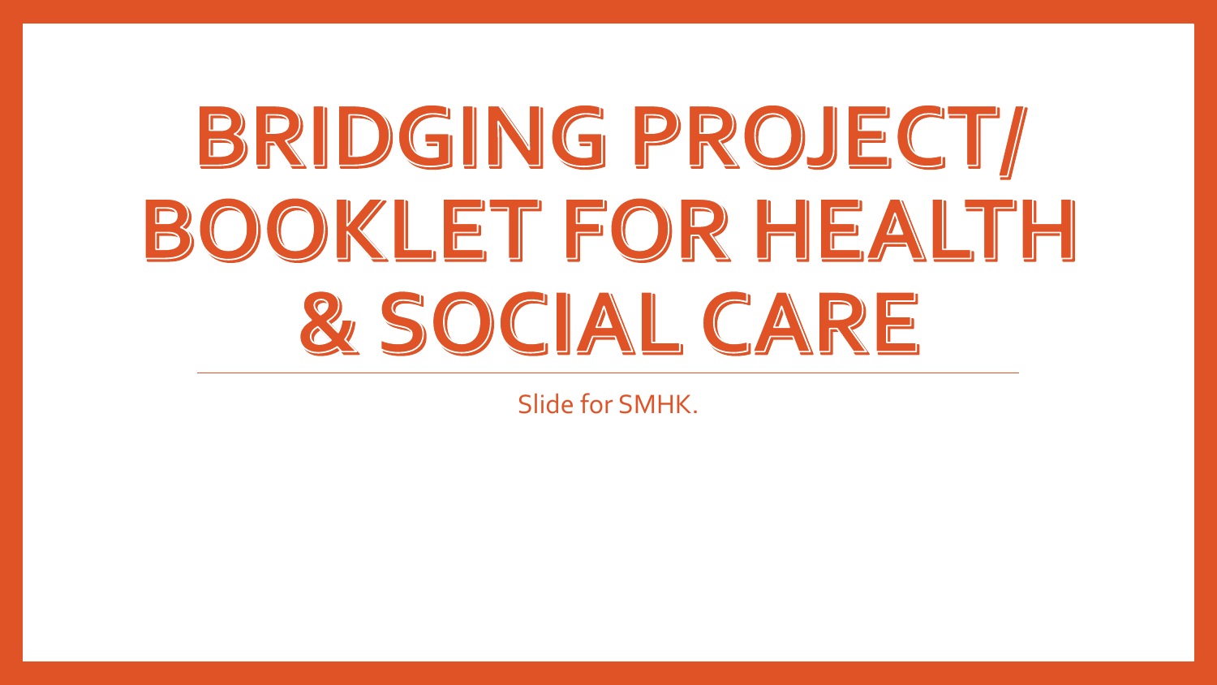# BRIDGING PROJECT/ BOOKLET FOR HEALTH & SOCIAL CARE

Slide for SMHK.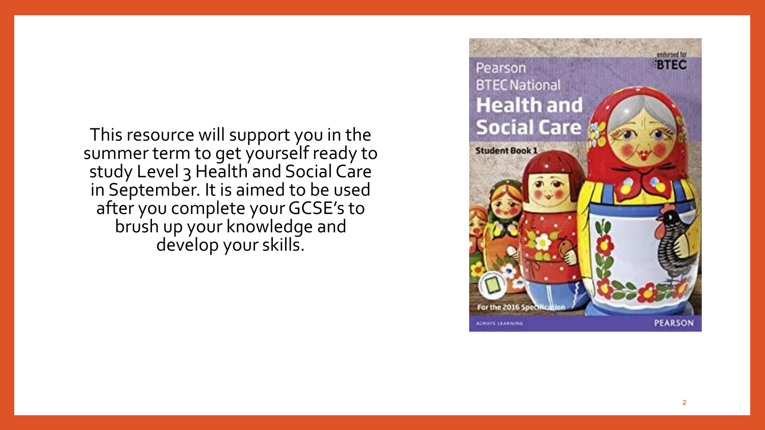This resource will support you in the summer term to get yourself ready to study Level 3 Health and Social Care in September. It is aimed to be used after you complete your GCSE's to brush up your knowledge and develop your skills.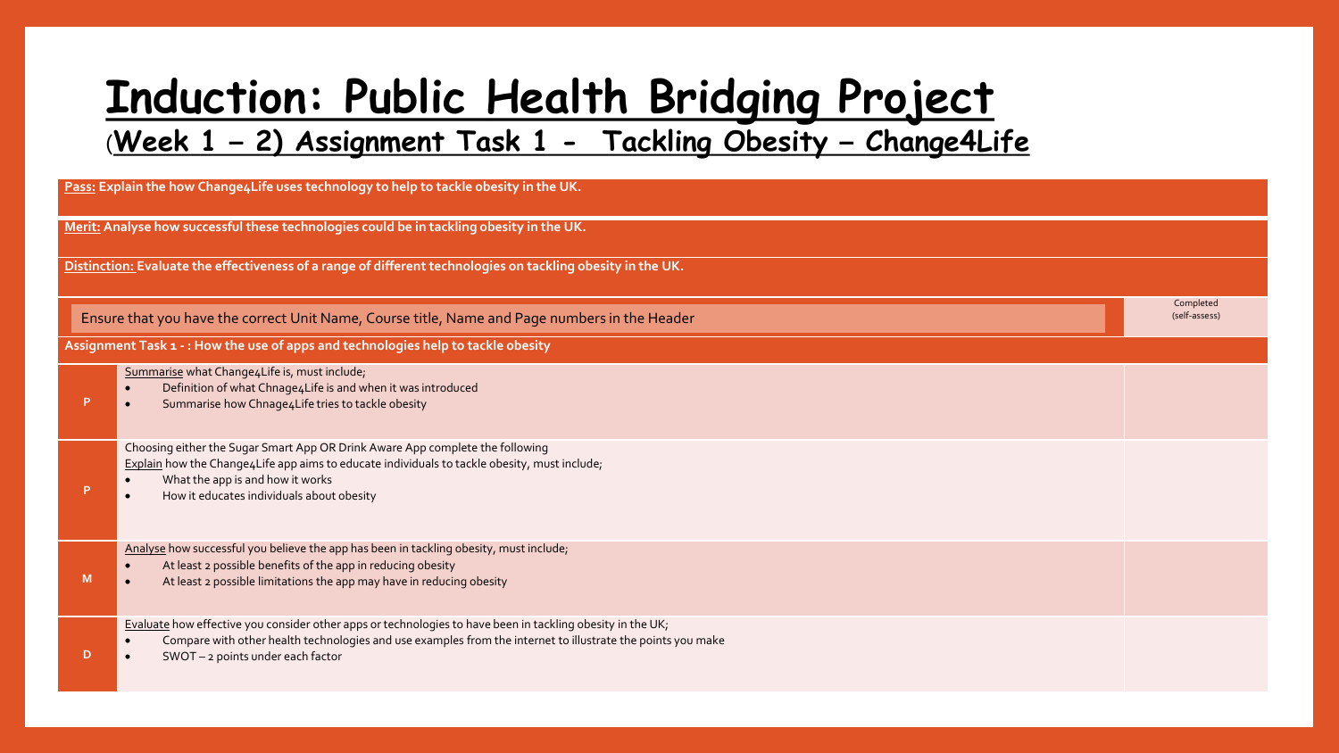# Induction: Public Health Bridging Project

## (Week 1 – 2) Assignment Task 1 - Tackling Obesity – Change4Life

**Pass:** Explain the how Change4Life uses technology to help to tackle obesity in the UK.

**Merit:** Analyse how successful these technologies could be in tackling obesity in the UK.

**Distinction:** Evaluate the effectiveness of a range of different technologies on tackling obesity in the UK.

| | Ensure that you have the correct Unit Name, Course title, Name and Page numbers in the Header | Completed (self-assess) |
|---|---|---|
| | **Assignment Task 1 - : How the use of apps and technologies help to tackle obesity** | |
| P | Summarise what Change4Life is, must include;<br>• Definition of what Chnage4Life is and when it was introduced<br>• Summarise how Chnage4Life tries to tackle obesity | |
| P | Choosing either the Sugar Smart App OR Drink Aware App complete the following<br>Explain how the Change4Life app aims to educate individuals to tackle obesity, must include;<br>• What the app is and how it works<br>• How it educates individuals about obesity | |
| M | Analyse how successful you believe the app has been in tackling obesity, must include;<br>• At least 2 possible benefits of the app in reducing obesity<br>• At least 2 possible limitations the app may have in reducing obesity | |
| D | Evaluate how effective you consider other apps or technologies to have been in tackling obesity in the UK;<br>• Compare with other health technologies and use examples from the internet to illustrate the points you make<br>• SWOT – 2 points under each factor | |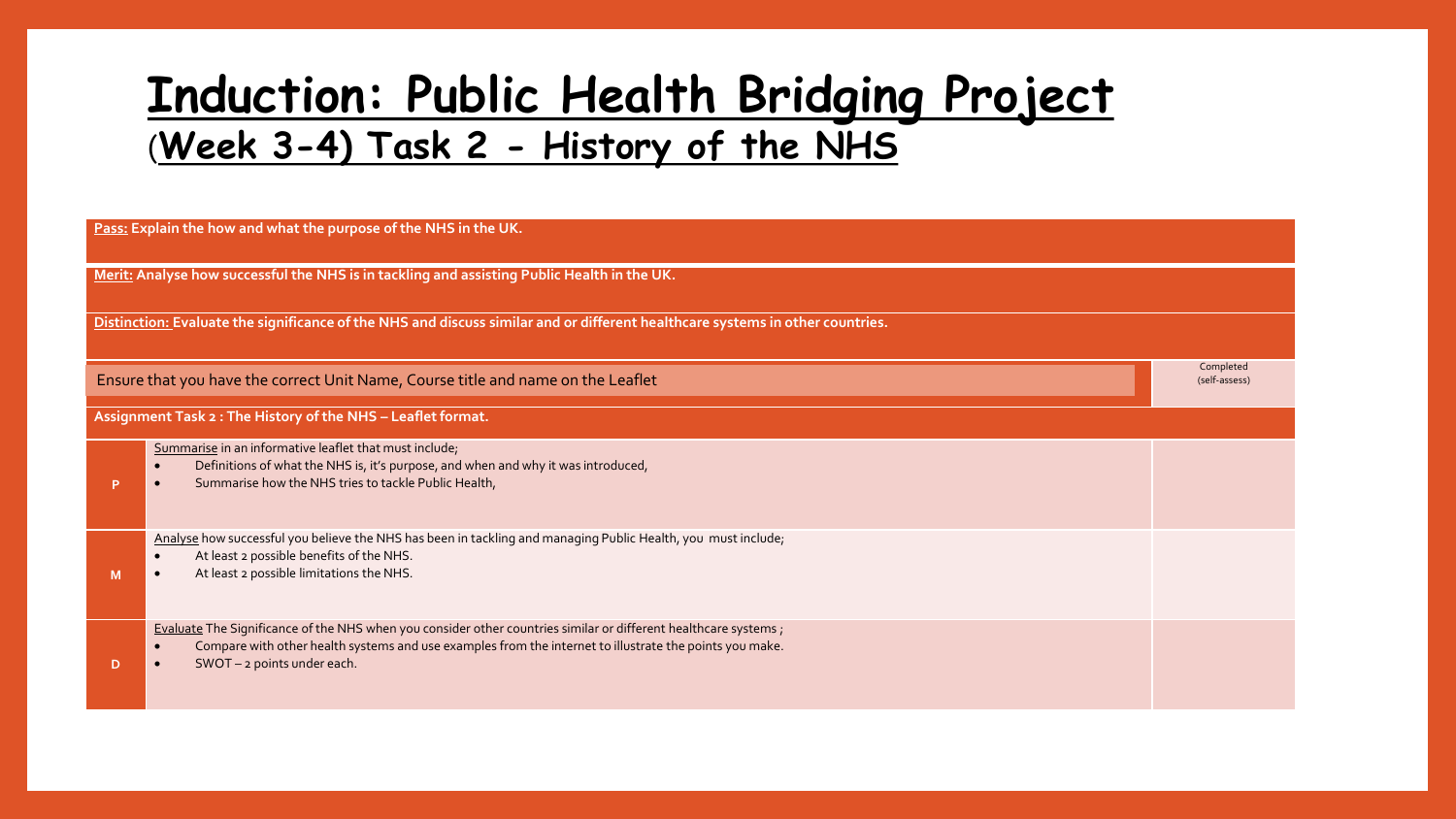# Induction: Public Health Bridging Project

## (Week 3-4) Task 2 - History of the NHS

**Pass:** Explain the how and what the purpose of the NHS in the UK.

**Merit:** Analyse how successful the NHS is in tackling and assisting Public Health in the UK.

**Distinction:** Evaluate the significance of the NHS and discuss similar and or different healthcare systems in other countries.

| | Ensure that you have the correct Unit Name, Course title and name on the Leaflet | Completed (self-assess) |
|---|---|---|
| | **Assignment Task 2 : The History of the NHS – Leaflet format.** | |
| P | Summarise in an informative leaflet that must include;<br>• Definitions of what the NHS is, it's purpose, and when and why it was introduced,<br>• Summarise how the NHS tries to tackle Public Health, | |
| M | Analyse how successful you believe the NHS has been in tackling and managing Public Health, you must include;<br>• At least 2 possible benefits of the NHS.<br>• At least 2 possible limitations the NHS. | |
| D | Evaluate The Significance of the NHS when you consider other countries similar or different healthcare systems ;<br>• Compare with other health systems and use examples from the internet to illustrate the points you make.<br>• SWOT – 2 points under each. | |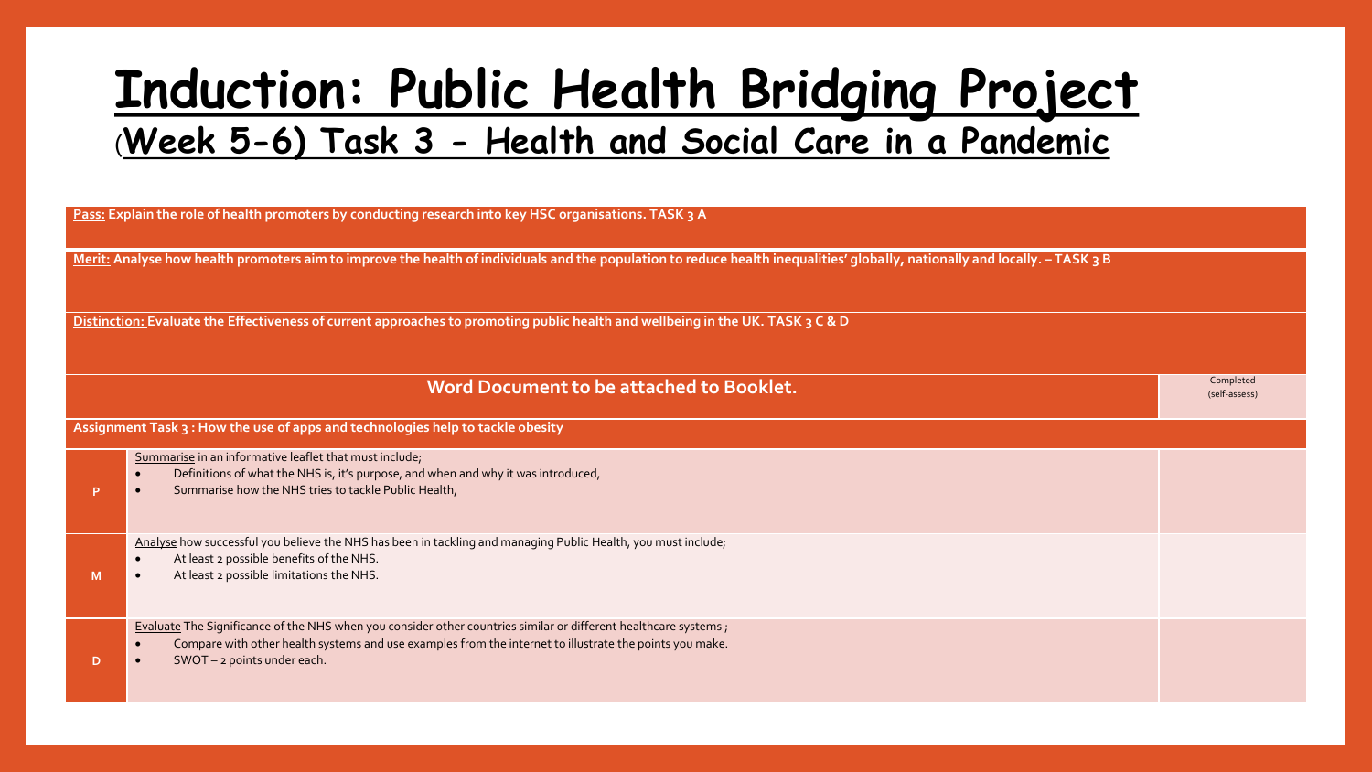# Induction: Public Health Bridging Project

## (Week 5-6) Task 3 - Health and Social Care in a Pandemic

**Pass:** Explain the role of health promoters by conducting research into key HSC organisations. TASK 3 A

**Merit:** Analyse how health promoters aim to improve the health of individuals and the population to reduce health inequalities' globally, nationally and locally. – TASK 3 B

**Distinction:** Evaluate the Effectiveness of current approaches to promoting public health and wellbeing in the UK. TASK 3 C & D

| Word Document to be attached to Booklet. | | Completed (self-assess) |
|---|---|---|
| **Assignment Task 3 : How the use of apps and technologies help to tackle obesity** | | |
| P | Summarise in an informative leaflet that must include;<br>• Definitions of what the NHS is, it's purpose, and when and why it was introduced,<br>• Summarise how the NHS tries to tackle Public Health, | |
| M | Analyse how successful you believe the NHS has been in tackling and managing Public Health, you must include;<br>• At least 2 possible benefits of the NHS.<br>• At least 2 possible limitations the NHS. | |
| D | Evaluate The Significance of the NHS when you consider other countries similar or different healthcare systems ;<br>• Compare with other health systems and use examples from the internet to illustrate the points you make.<br>• SWOT – 2 points under each. | |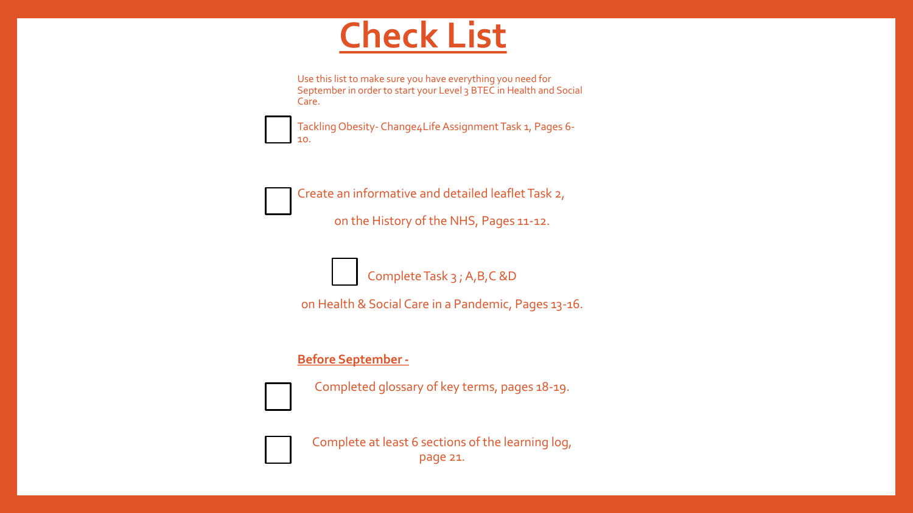# Check List

Use this list to make sure you have everything you need for September in order to start your Level 3 BTEC in Health and Social Care.

- [ ] Tackling Obesity- Change4Life Assignment Task 1, Pages 6-10.

- [ ] Create an informative and detailed leaflet Task 2, on the History of the NHS, Pages 11-12.

- [ ] Complete Task 3 ; A,B,C &D on Health & Social Care in a Pandemic, Pages 13-16.

**Before September -**

- [ ] Completed glossary of key terms, pages 18-19.

- [ ] Complete at least 6 sections of the learning log, page 21.